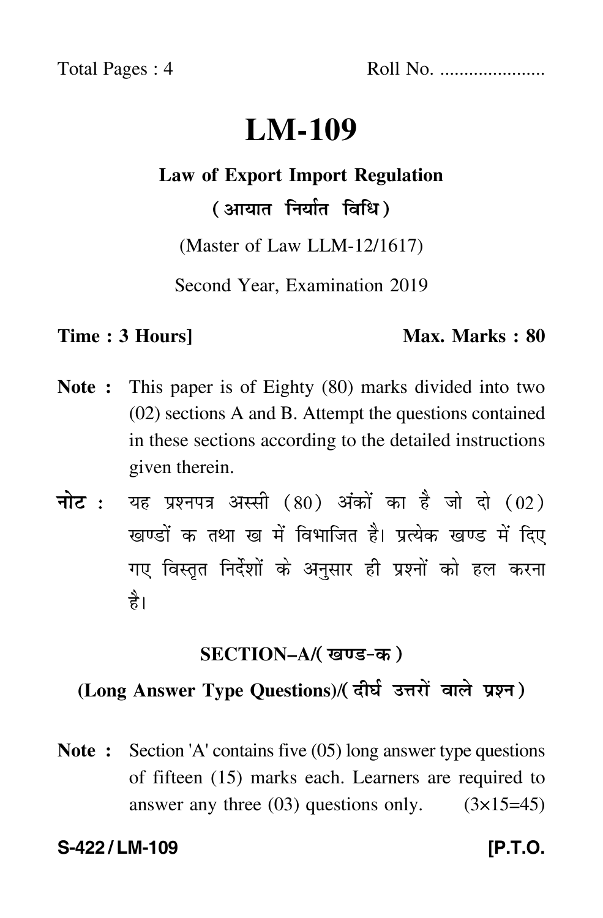Total Pages : 4 Roll No. .....................

# LM-109

## Law of Export Import Regulation

**(आयात निर्यात विधि)**

(Master of Law LLM-12/1617)

Second Year, Examination 2019

**Time : 3 Hours]** **Max. Marks : 80**

**Note :** This paper is of Eighty (80) marks divided into two (02) sections A and B. Attempt the questions contained in these sections according to the detailed instructions given therein.

**नोट :** यह प्रश्नपत्र अस्सी (80) अंकों का है जो दो (02) खण्डों क तथा ख में विभाजित है। प्रत्येक खण्ड में दिए गए विस्तृत निर्देशों के अनुसार ही प्रश्नों को हल करना है।

### SECTION–A/(खण्ड-क)

### (Long Answer Type Questions)/(दीर्घ उत्तरों वाले प्रश्न)

**Note :** Section 'A' contains five (05) long answer type questions of fifteen (15) marks each. Learners are required to answer any three (03) questions only. (3×15=45)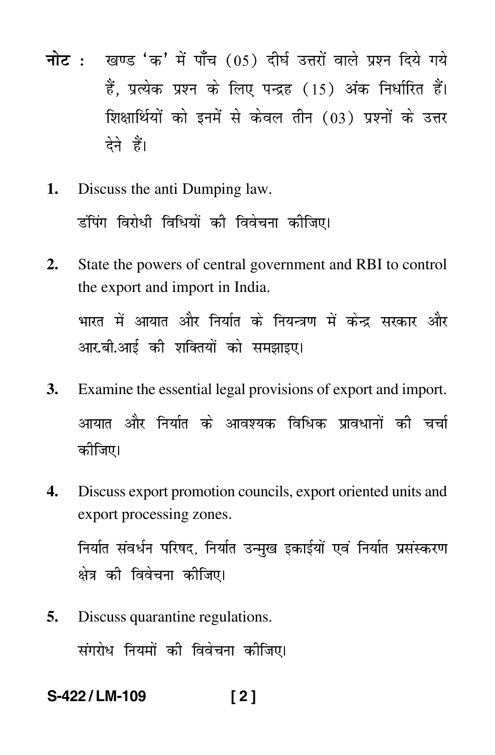**नोट :** खण्ड 'क' में पाँच (05) दीर्घ उत्तरों वाले प्रश्न दिये गये हैं, प्रत्येक प्रश्न के लिए पन्द्रह (15) अंक निर्धारित हैं। शिक्षार्थियों को इनमें से केवल तीन (03) प्रश्नों के उत्तर देने हैं।

**1.** Discuss the anti Dumping law.

डंपिंग विरोधी विधियों की विवेचना कीजिए।

**2.** State the powers of central government and RBI to control the export and import in India.

भारत में आयात और निर्यात के नियन्त्रण में केन्द्र सरकार और आर.बी.आई की शक्तियों को समझाइए।

**3.** Examine the essential legal provisions of export and import.

आयात और निर्यात के आवश्यक विधिक प्रावधानों की चर्चा कीजिए।

**4.** Discuss export promotion councils, export oriented units and export processing zones.

निर्यात संवर्धन परिषद, निर्यात उन्मुख इकाईयों एवं निर्यात प्रसंस्करण क्षेत्र की विवेचना कीजिए।

**5.** Discuss quarantine regulations.

संगरोध नियमों की विवेचना कीजिए।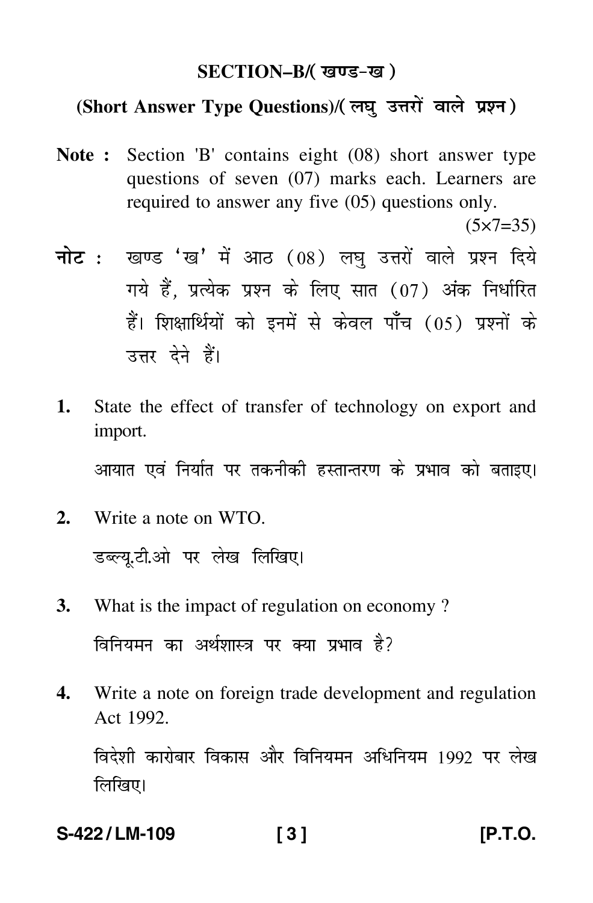## SECTION–B/( खण्ड-ख )

### (Short Answer Type Questions)/( लघु उत्तरों वाले प्रश्न )

**Note :** Section 'B' contains eight (08) short answer type questions of seven (07) marks each. Learners are required to answer any five (05) questions only.

(5×7=35)

**नोट :** खण्ड 'ख' में आठ (08) लघु उत्तरों वाले प्रश्न दिये गये हैं, प्रत्येक प्रश्न के लिए सात (07) अंक निर्धारित हैं। शिक्षार्थियों को इनमें से केवल पाँच (05) प्रश्नों के उत्तर देने हैं।

**1.** State the effect of transfer of technology on export and import.

आयात एवं निर्यात पर तकनीकी हस्तान्तरण के प्रभाव को बताइए।

**2.** Write a note on WTO.

डब्ल्यू.टी.ओ पर लेख लिखिए।

**3.** What is the impact of regulation on economy ?

विनियमन का अर्थशास्त्र पर क्या प्रभाव है?

**4.** Write a note on foreign trade development and regulation Act 1992.

विदेशी कारोबार विकास और विनियमन अधिनियम 1992 पर लेख लिखिए।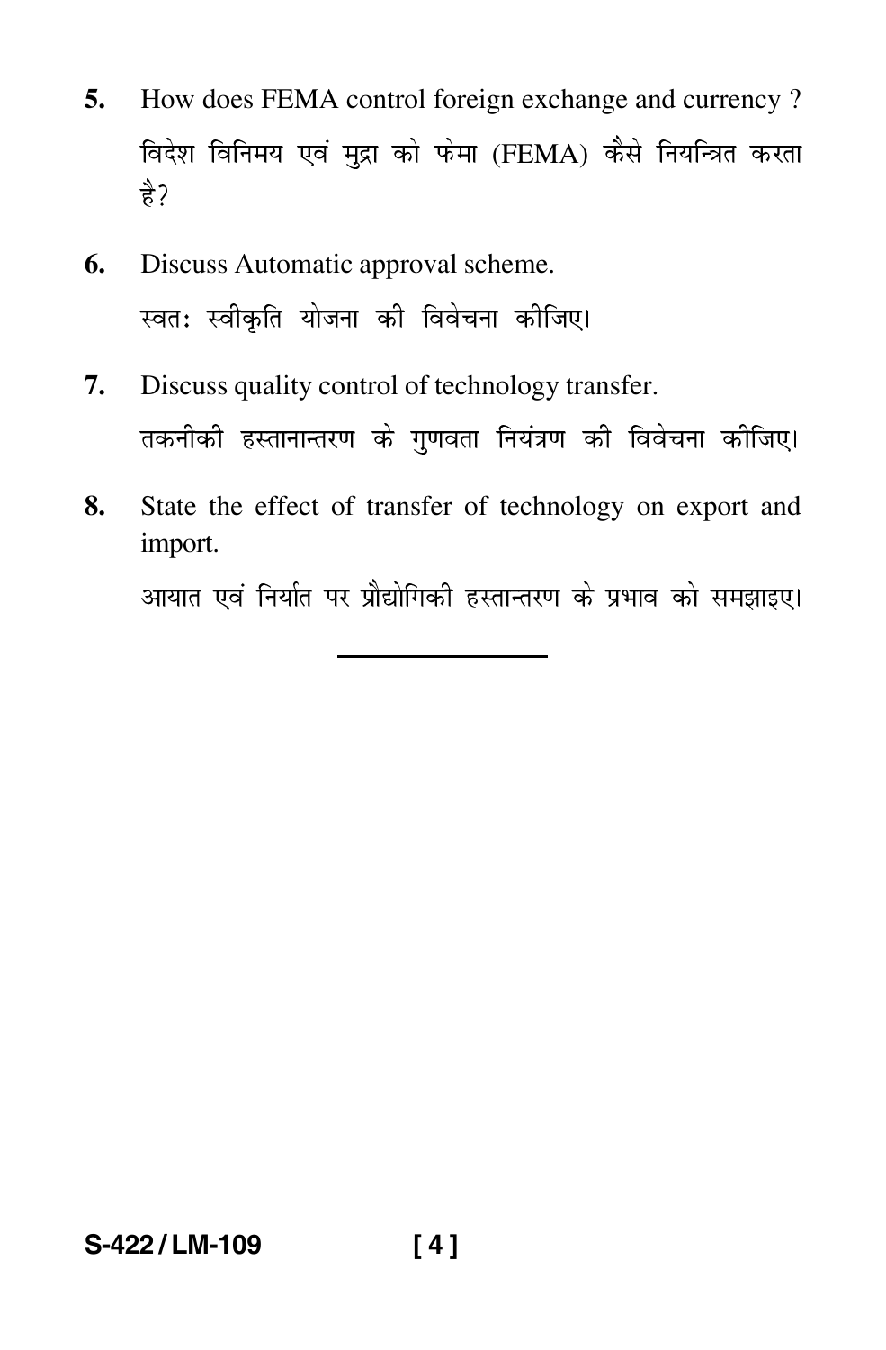**5.** How does FEMA control foreign exchange and currency ?

विदेश विनिमय एवं मुद्रा को फेमा (FEMA) कैसे नियन्त्रित करता है?

**6.** Discuss Automatic approval scheme.

स्वतः स्वीकृति योजना की विवेचना कीजिए।

**7.** Discuss quality control of technology transfer.

तकनीकी हस्तानान्तरण के गुणवता नियंत्रण की विवेचना कीजिए।

**8.** State the effect of transfer of technology on export and import.

आयात एवं निर्यात पर प्रौद्योगिकी हस्तान्तरण के प्रभाव को समझाइए।

---

S-422 / LM-109